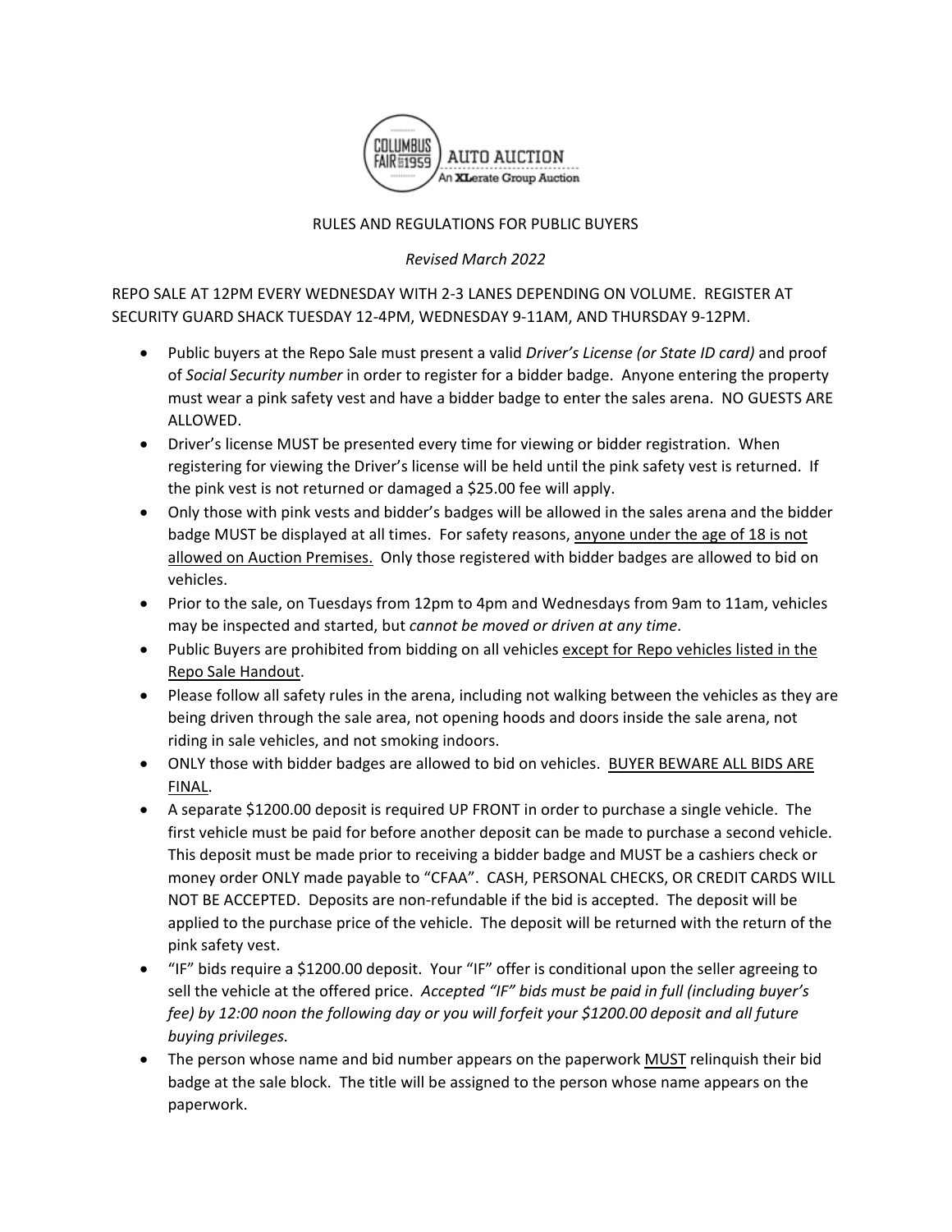COLUMBUS FAIR EST 1959 AUTO AUCTION
An XLerate Group Auction

# RULES AND REGULATIONS FOR PUBLIC BUYERS

*Revised March 2022*

REPO SALE AT 12PM EVERY WEDNESDAY WITH 2-3 LANES DEPENDING ON VOLUME. REGISTER AT SECURITY GUARD SHACK TUESDAY 12-4PM, WEDNESDAY 9-11AM, AND THURSDAY 9-12PM.

- Public buyers at the Repo Sale must present a valid *Driver's License (or State ID card)* and proof of *Social Security number* in order to register for a bidder badge. Anyone entering the property must wear a pink safety vest and have a bidder badge to enter the sales arena. NO GUESTS ARE ALLOWED.
- Driver's license MUST be presented every time for viewing or bidder registration. When registering for viewing the Driver's license will be held until the pink safety vest is returned. If the pink vest is not returned or damaged a $25.00 fee will apply.
- Only those with pink vests and bidder's badges will be allowed in the sales arena and the bidder badge MUST be displayed at all times. For safety reasons, <u>anyone under the age of 18 is not allowed on Auction Premises.</u> Only those registered with bidder badges are allowed to bid on vehicles.
- Prior to the sale, on Tuesdays from 12pm to 4pm and Wednesdays from 9am to 11am, vehicles may be inspected and started, but *cannot be moved or driven at any time*.
- Public Buyers are prohibited from bidding on all vehicles <u>except for Repo vehicles listed in the Repo Sale Handout</u>.
- Please follow all safety rules in the arena, including not walking between the vehicles as they are being driven through the sale area, not opening hoods and doors inside the sale arena, not riding in sale vehicles, and not smoking indoors.
- ONLY those with bidder badges are allowed to bid on vehicles. <u>BUYER BEWARE ALL BIDS ARE FINAL</u>.
- A separate $1200.00 deposit is required UP FRONT in order to purchase a single vehicle. The first vehicle must be paid for before another deposit can be made to purchase a second vehicle. This deposit must be made prior to receiving a bidder badge and MUST be a cashiers check or money order ONLY made payable to "CFAA". CASH, PERSONAL CHECKS, OR CREDIT CARDS WILL NOT BE ACCEPTED. Deposits are non-refundable if the bid is accepted. The deposit will be applied to the purchase price of the vehicle. The deposit will be returned with the return of the pink safety vest.
- "IF" bids require a $1200.00 deposit. Your "IF" offer is conditional upon the seller agreeing to sell the vehicle at the offered price. *Accepted "IF" bids must be paid in full (including buyer's fee) by 12:00 noon the following day or you will forfeit your $1200.00 deposit and all future buying privileges.*
- The person whose name and bid number appears on the paperwork <u>MUST</u> relinquish their bid badge at the sale block. The title will be assigned to the person whose name appears on the paperwork.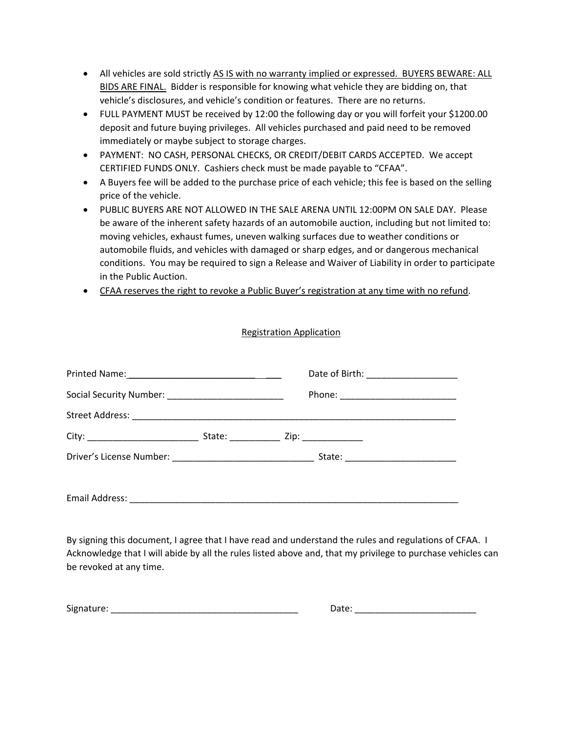- All vehicles are sold strictly AS IS with no warranty implied or expressed. BUYERS BEWARE: ALL BIDS ARE FINAL. Bidder is responsible for knowing what vehicle they are bidding on, that vehicle's disclosures, and vehicle's condition or features. There are no returns.
- FULL PAYMENT MUST be received by 12:00 the following day or you will forfeit your $1200.00 deposit and future buying privileges. All vehicles purchased and paid need to be removed immediately or maybe subject to storage charges.
- PAYMENT: NO CASH, PERSONAL CHECKS, OR CREDIT/DEBIT CARDS ACCEPTED. We accept CERTIFIED FUNDS ONLY. Cashiers check must be made payable to "CFAA".
- A Buyers fee will be added to the purchase price of each vehicle; this fee is based on the selling price of the vehicle.
- PUBLIC BUYERS ARE NOT ALLOWED IN THE SALE ARENA UNTIL 12:00PM ON SALE DAY. Please be aware of the inherent safety hazards of an automobile auction, including but not limited to: moving vehicles, exhaust fumes, uneven walking surfaces due to weather conditions or automobile fluids, and vehicles with damaged or sharp edges, and or dangerous mechanical conditions. You may be required to sign a Release and Waiver of Liability in order to participate in the Public Auction.
- CFAA reserves the right to revoke a Public Buyer's registration at any time with no refund.

## Registration Application

Printed Name: ______________________________ Date of Birth: ____________________

Social Security Number: __________________________ Phone: __________________________

Street Address: ____________________________________________________________________________

City: ________________________ State: ___________ Zip: _____________

Driver's License Number: ______________________________ State: ________________________

Email Address: _____________________________________________________________________________

By signing this document, I agree that I have read and understand the rules and regulations of CFAA. I Acknowledge that I will abide by all the rules listed above and, that my privilege to purchase vehicles can be revoked at any time.

Signature: __________________________________________ Date: ___________________________